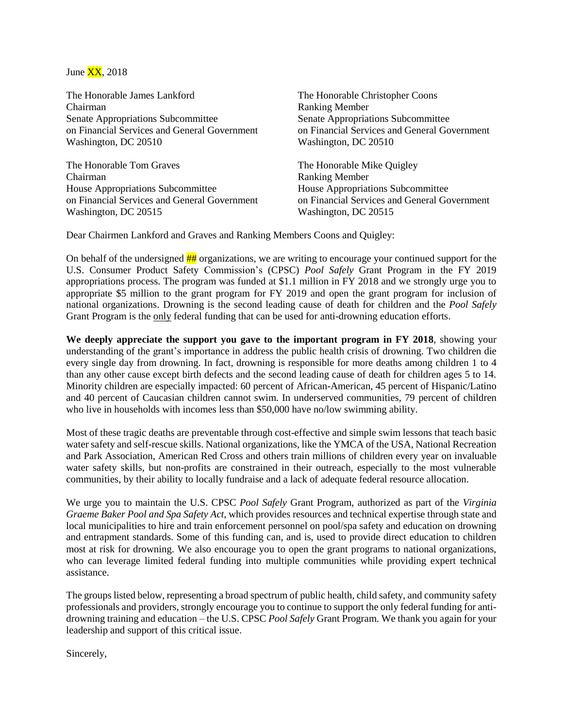June XX, 2018

The Honorable James Lankford
Chairman
Senate Appropriations Subcommittee
on Financial Services and General Government
Washington, DC 20510

The Honorable Christopher Coons
Ranking Member
Senate Appropriations Subcommittee
on Financial Services and General Government
Washington, DC 20510

The Honorable Tom Graves
Chairman
House Appropriations Subcommittee
on Financial Services and General Government
Washington, DC 20515

The Honorable Mike Quigley
Ranking Member
House Appropriations Subcommittee
on Financial Services and General Government
Washington, DC 20515

Dear Chairmen Lankford and Graves and Ranking Members Coons and Quigley:

On behalf of the undersigned ## organizations, we are writing to encourage your continued support for the U.S. Consumer Product Safety Commission's (CPSC) *Pool Safely* Grant Program in the FY 2019 appropriations process. The program was funded at $1.1 million in FY 2018 and we strongly urge you to appropriate $5 million to the grant program for FY 2019 and open the grant program for inclusion of national organizations. Drowning is the second leading cause of death for children and the *Pool Safely* Grant Program is the only federal funding that can be used for anti-drowning education efforts.

**We deeply appreciate the support you gave to the important program in FY 2018**, showing your understanding of the grant's importance in address the public health crisis of drowning. Two children die every single day from drowning. In fact, drowning is responsible for more deaths among children 1 to 4 than any other cause except birth defects and the second leading cause of death for children ages 5 to 14. Minority children are especially impacted: 60 percent of African-American, 45 percent of Hispanic/Latino and 40 percent of Caucasian children cannot swim. In underserved communities, 79 percent of children who live in households with incomes less than $50,000 have no/low swimming ability.

Most of these tragic deaths are preventable through cost-effective and simple swim lessons that teach basic water safety and self-rescue skills. National organizations, like the YMCA of the USA, National Recreation and Park Association, American Red Cross and others train millions of children every year on invaluable water safety skills, but non-profits are constrained in their outreach, especially to the most vulnerable communities, by their ability to locally fundraise and a lack of adequate federal resource allocation.

We urge you to maintain the U.S. CPSC *Pool Safely* Grant Program, authorized as part of the *Virginia Graeme Baker Pool and Spa Safety Act*, which provides resources and technical expertise through state and local municipalities to hire and train enforcement personnel on pool/spa safety and education on drowning and entrapment standards. Some of this funding can, and is, used to provide direct education to children most at risk for drowning. We also encourage you to open the grant programs to national organizations, who can leverage limited federal funding into multiple communities while providing expert technical assistance.

The groups listed below, representing a broad spectrum of public health, child safety, and community safety professionals and providers, strongly encourage you to continue to support the only federal funding for anti-drowning training and education – the U.S. CPSC *Pool Safely* Grant Program. We thank you again for your leadership and support of this critical issue.

Sincerely,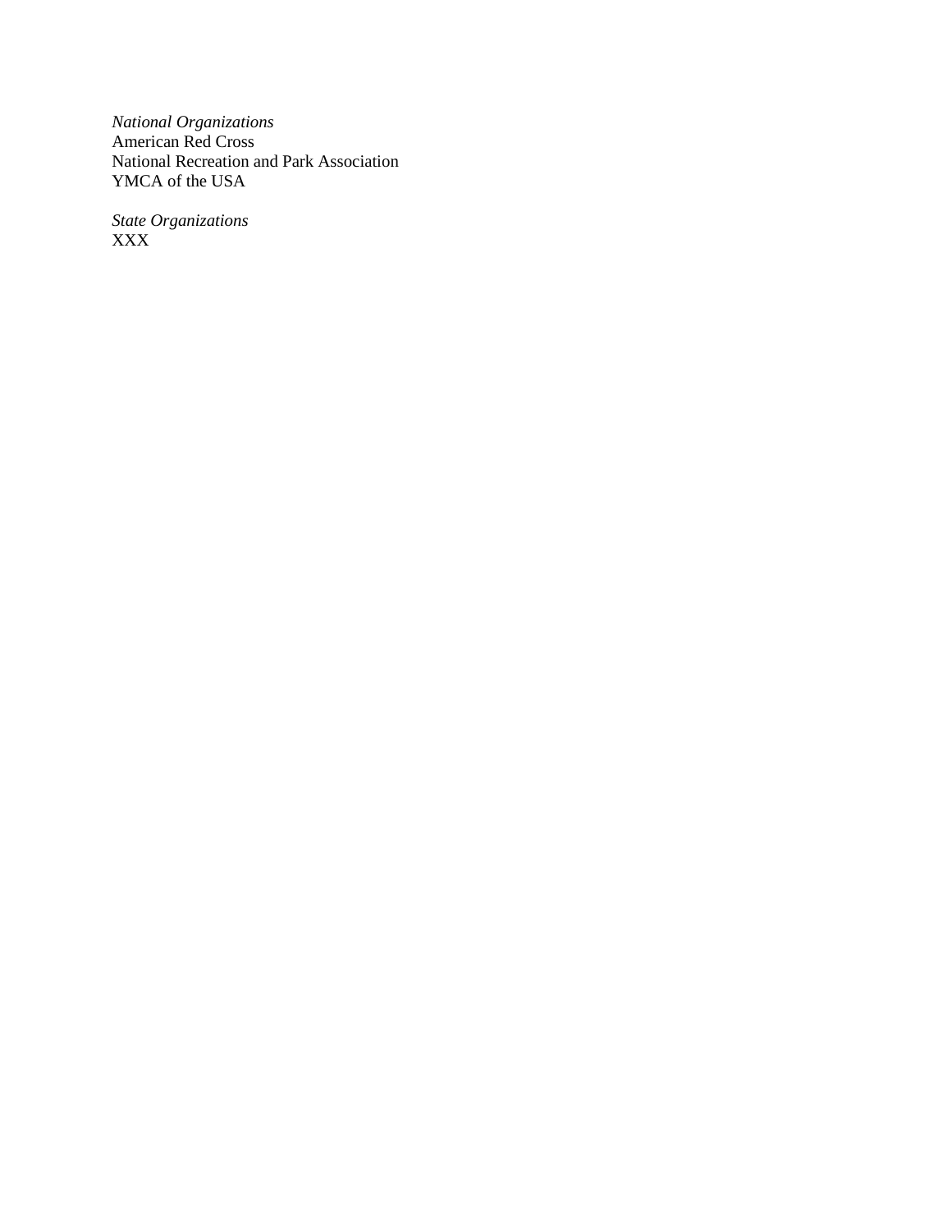*National Organizations*
American Red Cross
National Recreation and Park Association
YMCA of the USA

*State Organizations*
XXX